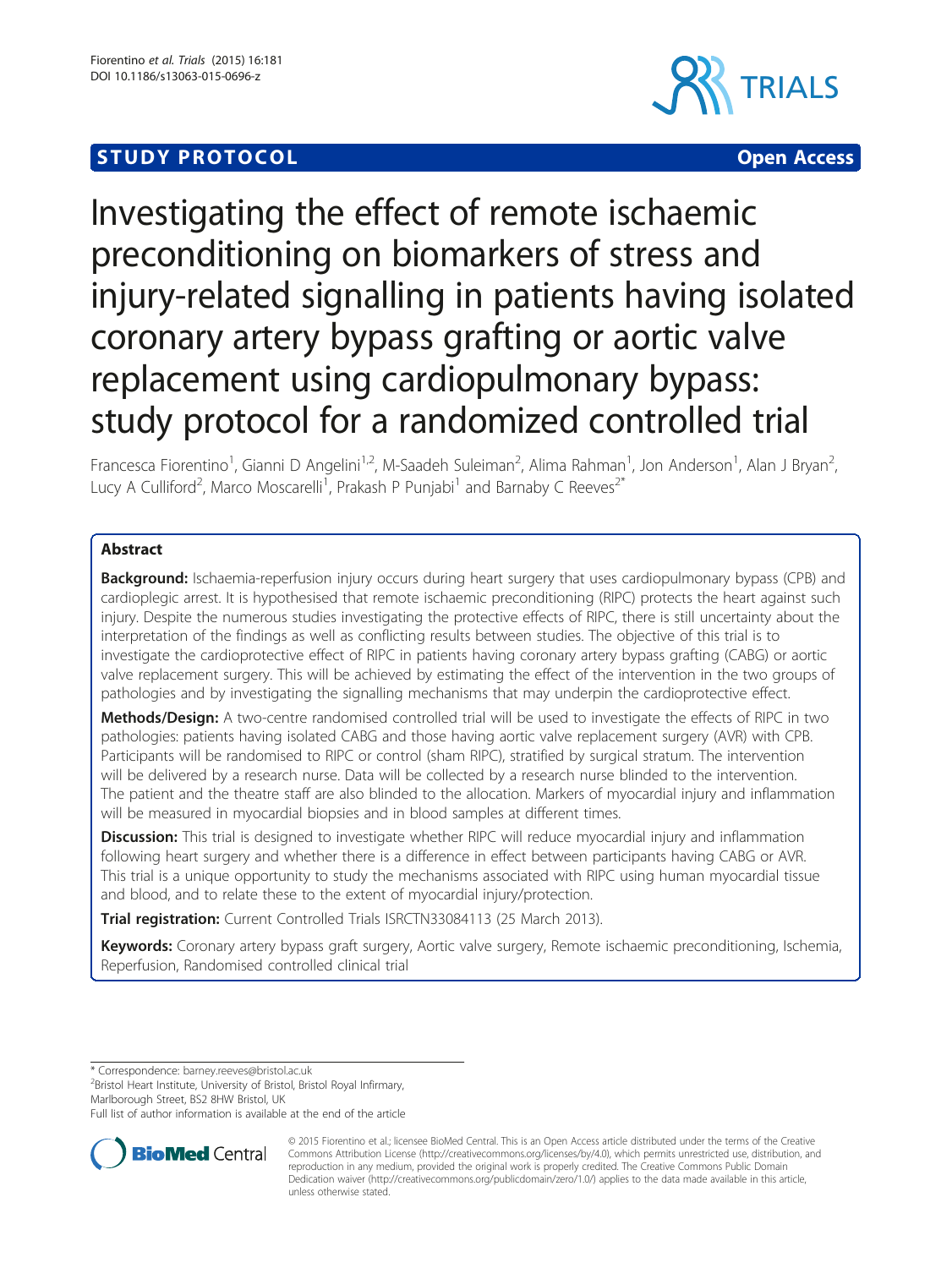STUDY PROTOCOL Open Access

# Investigating the effect of remote ischaemic preconditioning on biomarkers of stress and injury-related signalling in patients having isolated coronary artery bypass grafting or aortic valve replacement using cardiopulmonary bypass: study protocol for a randomized controlled trial

Francesca Fiorentino[1], Gianni D Angelini[1,2], M-Saadeh Suleiman[2], Alima Rahman[1], Jon Anderson[1], Alan J Bryan[2], Lucy A Culliford[2], Marco Moscarelli[1], Prakash P Punjabi[1] and Barnaby C Reeves[2*]

## Abstract

**Background:** Ischaemia-reperfusion injury occurs during heart surgery that uses cardiopulmonary bypass (CPB) and cardioplegic arrest. It is hypothesised that remote ischaemic preconditioning (RIPC) protects the heart against such injury. Despite the numerous studies investigating the protective effects of RIPC, there is still uncertainty about the interpretation of the findings as well as conflicting results between studies. The objective of this trial is to investigate the cardioprotective effect of RIPC in patients having coronary artery bypass grafting (CABG) or aortic valve replacement surgery. This will be achieved by estimating the effect of the intervention in the two groups of pathologies and by investigating the signalling mechanisms that may underpin the cardioprotective effect.

**Methods/Design:** A two-centre randomised controlled trial will be used to investigate the effects of RIPC in two pathologies: patients having isolated CABG and those having aortic valve replacement surgery (AVR) with CPB. Participants will be randomised to RIPC or control (sham RIPC), stratified by surgical stratum. The intervention will be delivered by a research nurse. Data will be collected by a research nurse blinded to the intervention. The patient and the theatre staff are also blinded to the allocation. Markers of myocardial injury and inflammation will be measured in myocardial biopsies and in blood samples at different times.

**Discussion:** This trial is designed to investigate whether RIPC will reduce myocardial injury and inflammation following heart surgery and whether there is a difference in effect between participants having CABG or AVR. This trial is a unique opportunity to study the mechanisms associated with RIPC using human myocardial tissue and blood, and to relate these to the extent of myocardial injury/protection.

**Trial registration:** Current Controlled Trials ISRCTN33084113 (25 March 2013).

**Keywords:** Coronary artery bypass graft surgery, Aortic valve surgery, Remote ischaemic preconditioning, Ischemia, Reperfusion, Randomised controlled clinical trial

\* Correspondence: barney.reeves@bristol.ac.uk
[2]Bristol Heart Institute, University of Bristol, Bristol Royal Infirmary, Marlborough Street, BS2 8HW Bristol, UK
Full list of author information is available at the end of the article

© 2015 Fiorentino et al.; licensee BioMed Central. This is an Open Access article distributed under the terms of the Creative Commons Attribution License (http://creativecommons.org/licenses/by/4.0), which permits unrestricted use, distribution, and reproduction in any medium, provided the original work is properly credited. The Creative Commons Public Domain Dedication waiver (http://creativecommons.org/publicdomain/zero/1.0/) applies to the data made available in this article, unless otherwise stated.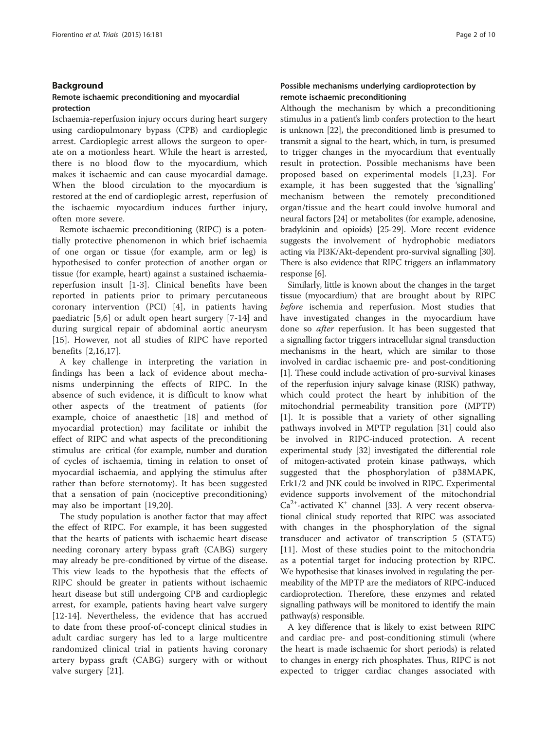## Background

### Remote ischaemic preconditioning and myocardial protection

Ischaemia-reperfusion injury occurs during heart surgery using cardiopulmonary bypass (CPB) and cardioplegic arrest. Cardioplegic arrest allows the surgeon to operate on a motionless heart. While the heart is arrested, there is no blood flow to the myocardium, which makes it ischaemic and can cause myocardial damage. When the blood circulation to the myocardium is restored at the end of cardioplegic arrest, reperfusion of the ischaemic myocardium induces further injury, often more severe.

Remote ischaemic preconditioning (RIPC) is a potentially protective phenomenon in which brief ischaemia of one organ or tissue (for example, arm or leg) is hypothesised to confer protection of another organ or tissue (for example, heart) against a sustained ischaemia-reperfusion insult [1-3]. Clinical benefits have been reported in patients prior to primary percutaneous coronary intervention (PCI) [4], in patients having paediatric [5,6] or adult open heart surgery [7-14] and during surgical repair of abdominal aortic aneurysm [15]. However, not all studies of RIPC have reported benefits [2,16,17].

A key challenge in interpreting the variation in findings has been a lack of evidence about mechanisms underpinning the effects of RIPC. In the absence of such evidence, it is difficult to know what other aspects of the treatment of patients (for example, choice of anaesthetic [18] and method of myocardial protection) may facilitate or inhibit the effect of RIPC and what aspects of the preconditioning stimulus are critical (for example, number and duration of cycles of ischaemia, timing in relation to onset of myocardial ischaemia, and applying the stimulus after rather than before sternotomy). It has been suggested that a sensation of pain (nociceptive preconditioning) may also be important [19,20].

The study population is another factor that may affect the effect of RIPC. For example, it has been suggested that the hearts of patients with ischaemic heart disease needing coronary artery bypass graft (CABG) surgery may already be pre-conditioned by virtue of the disease. This view leads to the hypothesis that the effects of RIPC should be greater in patients without ischaemic heart disease but still undergoing CPB and cardioplegic arrest, for example, patients having heart valve surgery [12-14]. Nevertheless, the evidence that has accrued to date from these proof-of-concept clinical studies in adult cardiac surgery has led to a large multicentre randomized clinical trial in patients having coronary artery bypass graft (CABG) surgery with or without valve surgery [21].

### Possible mechanisms underlying cardioprotection by remote ischaemic preconditioning

Although the mechanism by which a preconditioning stimulus in a patient's limb confers protection to the heart is unknown [22], the preconditioned limb is presumed to transmit a signal to the heart, which, in turn, is presumed to trigger changes in the myocardium that eventually result in protection. Possible mechanisms have been proposed based on experimental models [1,23]. For example, it has been suggested that the 'signalling' mechanism between the remotely preconditioned organ/tissue and the heart could involve humoral and neural factors [24] or metabolites (for example, adenosine, bradykinin and opioids) [25-29]. More recent evidence suggests the involvement of hydrophobic mediators acting via PI3K/Akt-dependent pro-survival signalling [30]. There is also evidence that RIPC triggers an inflammatory response [6].

Similarly, little is known about the changes in the target tissue (myocardium) that are brought about by RIPC *before* ischemia and reperfusion. Most studies that have investigated changes in the myocardium have done so *after* reperfusion. It has been suggested that a signalling factor triggers intracellular signal transduction mechanisms in the heart, which are similar to those involved in cardiac ischaemic pre- and post-conditioning [1]. These could include activation of pro-survival kinases of the reperfusion injury salvage kinase (RISK) pathway, which could protect the heart by inhibition of the mitochondrial permeability transition pore (MPTP) [1]. It is possible that a variety of other signalling pathways involved in MPTP regulation [31] could also be involved in RIPC-induced protection. A recent experimental study [32] investigated the differential role of mitogen-activated protein kinase pathways, which suggested that the phosphorylation of p38MAPK, Erk1/2 and JNK could be involved in RIPC. Experimental evidence supports involvement of the mitochondrial $Ca^{2+}$-activated $K^{+}$ channel [33]. A very recent observational clinical study reported that RIPC was associated with changes in the phosphorylation of the signal transducer and activator of transcription 5 (STAT5) [11]. Most of these studies point to the mitochondria as a potential target for inducing protection by RIPC. We hypothesise that kinases involved in regulating the permeability of the MPTP are the mediators of RIPC-induced cardioprotection. Therefore, these enzymes and related signalling pathways will be monitored to identify the main pathway(s) responsible.

A key difference that is likely to exist between RIPC and cardiac pre- and post-conditioning stimuli (where the heart is made ischaemic for short periods) is related to changes in energy rich phosphates. Thus, RIPC is not expected to trigger cardiac changes associated with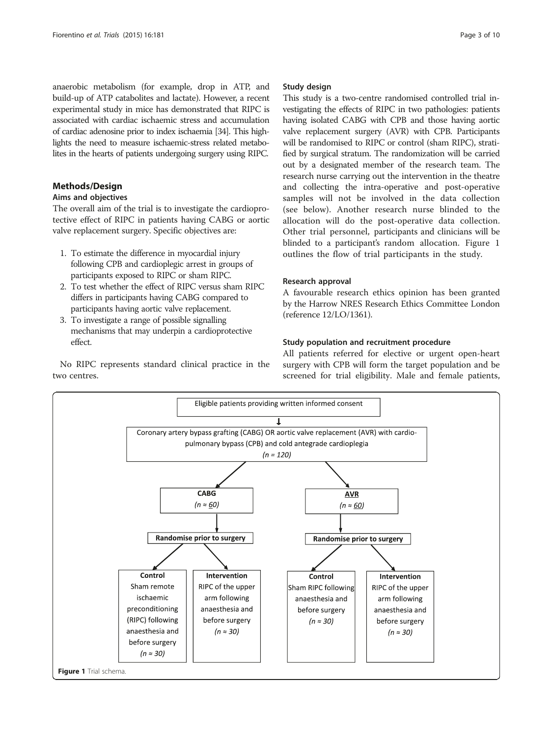anaerobic metabolism (for example, drop in ATP, and build-up of ATP catabolites and lactate). However, a recent experimental study in mice has demonstrated that RIPC is associated with cardiac ischaemic stress and accumulation of cardiac adenosine prior to index ischaemia [34]. This highlights the need to measure ischaemic-stress related metabolites in the hearts of patients undergoing surgery using RIPC.

## Methods/Design

### Aims and objectives

The overall aim of the trial is to investigate the cardioprotective effect of RIPC in patients having CABG or aortic valve replacement surgery. Specific objectives are:

1. To estimate the difference in myocardial injury following CPB and cardioplegic arrest in groups of participants exposed to RIPC or sham RIPC.
2. To test whether the effect of RIPC versus sham RIPC differs in participants having CABG compared to participants having aortic valve replacement.
3. To investigate a range of possible signalling mechanisms that may underpin a cardioprotective effect.

No RIPC represents standard clinical practice in the two centres.

### Study design

This study is a two-centre randomised controlled trial investigating the effects of RIPC in two pathologies: patients having isolated CABG with CPB and those having aortic valve replacement surgery (AVR) with CPB. Participants will be randomised to RIPC or control (sham RIPC), stratified by surgical stratum. The randomization will be carried out by a designated member of the research team. The research nurse carrying out the intervention in the theatre and collecting the intra-operative and post-operative samples will not be involved in the data collection (see below). Another research nurse blinded to the allocation will do the post-operative data collection. Other trial personnel, participants and clinicians will be blinded to a participant's random allocation. Figure 1 outlines the flow of trial participants in the study.

### Research approval

A favourable research ethics opinion has been granted by the Harrow NRES Research Ethics Committee London (reference 12/LO/1361).

### Study population and recruitment procedure

All patients referred for elective or urgent open-heart surgery with CPB will form the target population and be screened for trial eligibility. Male and female patients,

Eligible patients providing written informed consent

Coronary artery bypass grafting (CABG) OR aortic valve replacement (AVR) with cardio-pulmonary bypass (CPB) and cold antegrade cardioplegia (*n* = 120)

- **CABG** (*n* ≈ 60)
  - **Randomise prior to surgery**
    - **Control**: Sham remote ischaemic preconditioning (RIPC) following anaesthesia and before surgery (*n* ≈ 30)
    - **Intervention**: RIPC of the upper arm following anaesthesia and before surgery (*n* ≈ 30)
- **AVR** (*n* ≈ 60)
  - **Randomise prior to surgery**
    - **Control**: Sham RIPC following anaesthesia and before surgery (*n* ≈ 30)
    - **Intervention**: RIPC of the upper arm following anaesthesia and before surgery (*n* ≈ 30)

**Figure 1** Trial schema.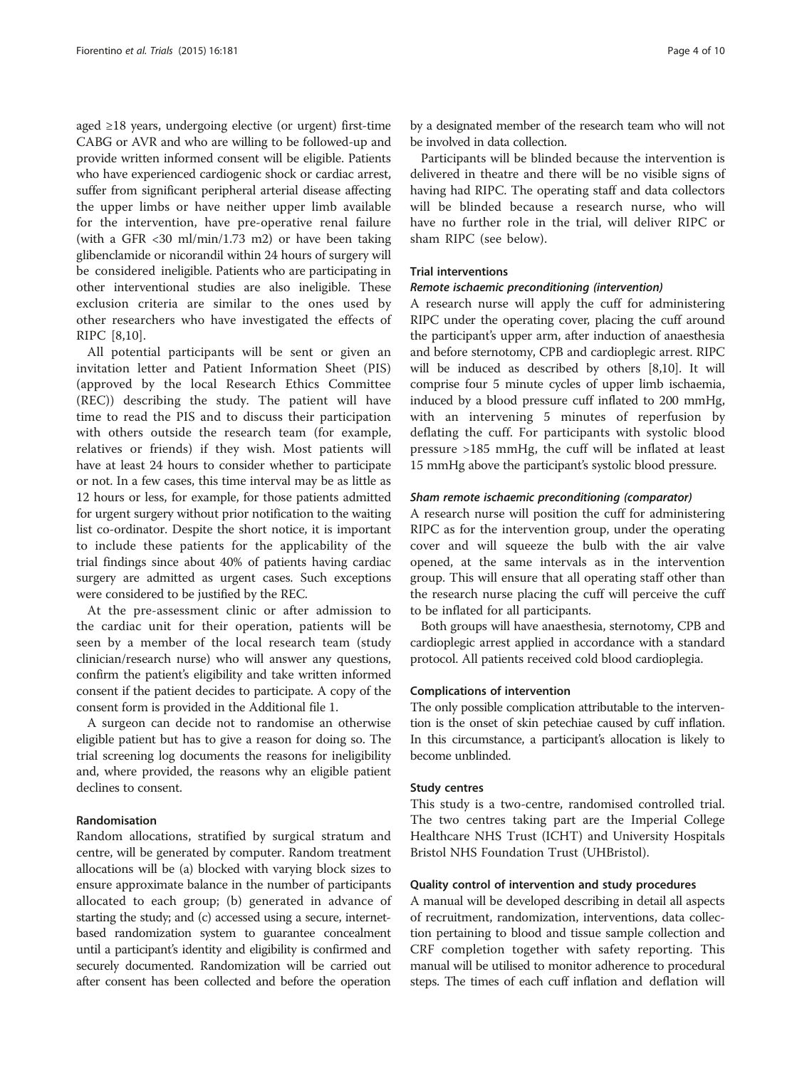aged ≥18 years, undergoing elective (or urgent) first-time CABG or AVR and who are willing to be followed-up and provide written informed consent will be eligible. Patients who have experienced cardiogenic shock or cardiac arrest, suffer from significant peripheral arterial disease affecting the upper limbs or have neither upper limb available for the intervention, have pre-operative renal failure (with a GFR <30 ml/min/1.73 m2) or have been taking glibenclamide or nicorandil within 24 hours of surgery will be considered ineligible. Patients who are participating in other interventional studies are also ineligible. These exclusion criteria are similar to the ones used by other researchers who have investigated the effects of RIPC [8,10].

All potential participants will be sent or given an invitation letter and Patient Information Sheet (PIS) (approved by the local Research Ethics Committee (REC)) describing the study. The patient will have time to read the PIS and to discuss their participation with others outside the research team (for example, relatives or friends) if they wish. Most patients will have at least 24 hours to consider whether to participate or not. In a few cases, this time interval may be as little as 12 hours or less, for example, for those patients admitted for urgent surgery without prior notification to the waiting list co-ordinator. Despite the short notice, it is important to include these patients for the applicability of the trial findings since about 40% of patients having cardiac surgery are admitted as urgent cases. Such exceptions were considered to be justified by the REC.

At the pre-assessment clinic or after admission to the cardiac unit for their operation, patients will be seen by a member of the local research team (study clinician/research nurse) who will answer any questions, confirm the patient's eligibility and take written informed consent if the patient decides to participate. A copy of the consent form is provided in the Additional file 1.

A surgeon can decide not to randomise an otherwise eligible patient but has to give a reason for doing so. The trial screening log documents the reasons for ineligibility and, where provided, the reasons why an eligible patient declines to consent.

### Randomisation

Random allocations, stratified by surgical stratum and centre, will be generated by computer. Random treatment allocations will be (a) blocked with varying block sizes to ensure approximate balance in the number of participants allocated to each group; (b) generated in advance of starting the study; and (c) accessed using a secure, internet-based randomization system to guarantee concealment until a participant's identity and eligibility is confirmed and securely documented. Randomization will be carried out after consent has been collected and before the operation by a designated member of the research team who will not be involved in data collection.

Participants will be blinded because the intervention is delivered in theatre and there will be no visible signs of having had RIPC. The operating staff and data collectors will be blinded because a research nurse, who will have no further role in the trial, will deliver RIPC or sham RIPC (see below).

### Trial interventions

#### *Remote ischaemic preconditioning (intervention)*

A research nurse will apply the cuff for administering RIPC under the operating cover, placing the cuff around the participant's upper arm, after induction of anaesthesia and before sternotomy, CPB and cardioplegic arrest. RIPC will be induced as described by others [8,10]. It will comprise four 5 minute cycles of upper limb ischaemia, induced by a blood pressure cuff inflated to 200 mmHg, with an intervening 5 minutes of reperfusion by deflating the cuff. For participants with systolic blood pressure >185 mmHg, the cuff will be inflated at least 15 mmHg above the participant's systolic blood pressure.

#### *Sham remote ischaemic preconditioning (comparator)*

A research nurse will position the cuff for administering RIPC as for the intervention group, under the operating cover and will squeeze the bulb with the air valve opened, at the same intervals as in the intervention group. This will ensure that all operating staff other than the research nurse placing the cuff will perceive the cuff to be inflated for all participants.

Both groups will have anaesthesia, sternotomy, CPB and cardioplegic arrest applied in accordance with a standard protocol. All patients received cold blood cardioplegia.

### Complications of intervention

The only possible complication attributable to the intervention is the onset of skin petechiae caused by cuff inflation. In this circumstance, a participant's allocation is likely to become unblinded.

### Study centres

This study is a two-centre, randomised controlled trial. The two centres taking part are the Imperial College Healthcare NHS Trust (ICHT) and University Hospitals Bristol NHS Foundation Trust (UHBristol).

### Quality control of intervention and study procedures

A manual will be developed describing in detail all aspects of recruitment, randomization, interventions, data collection pertaining to blood and tissue sample collection and CRF completion together with safety reporting. This manual will be utilised to monitor adherence to procedural steps. The times of each cuff inflation and deflation will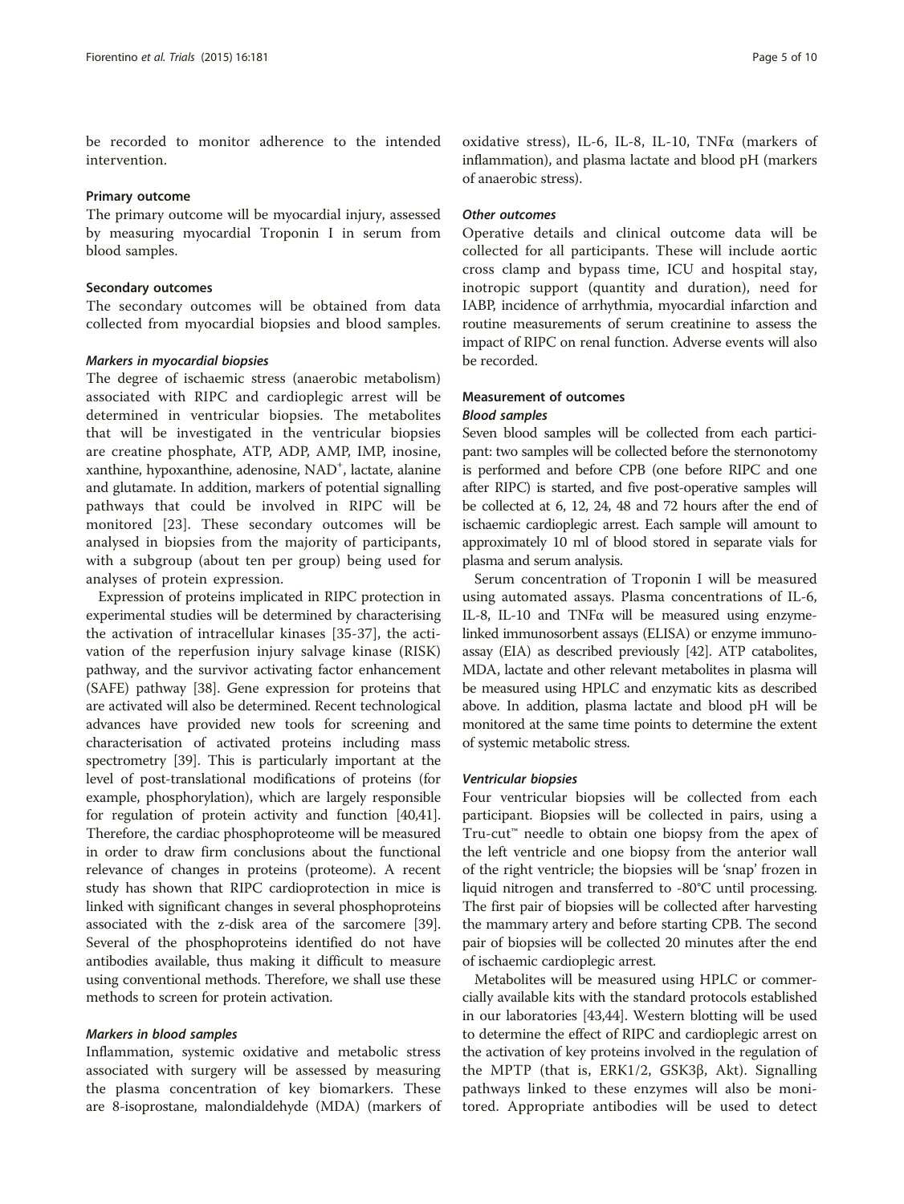be recorded to monitor adherence to the intended intervention.

### Primary outcome

The primary outcome will be myocardial injury, assessed by measuring myocardial Troponin I in serum from blood samples.

### Secondary outcomes

The secondary outcomes will be obtained from data collected from myocardial biopsies and blood samples.

#### *Markers in myocardial biopsies*

The degree of ischaemic stress (anaerobic metabolism) associated with RIPC and cardioplegic arrest will be determined in ventricular biopsies. The metabolites that will be investigated in the ventricular biopsies are creatine phosphate, ATP, ADP, AMP, IMP, inosine, xanthine, hypoxanthine, adenosine, $NAD^+$, lactate, alanine and glutamate. In addition, markers of potential signalling pathways that could be involved in RIPC will be monitored [23]. These secondary outcomes will be analysed in biopsies from the majority of participants, with a subgroup (about ten per group) being used for analyses of protein expression.

Expression of proteins implicated in RIPC protection in experimental studies will be determined by characterising the activation of intracellular kinases [35-37], the activation of the reperfusion injury salvage kinase (RISK) pathway, and the survivor activating factor enhancement (SAFE) pathway [38]. Gene expression for proteins that are activated will also be determined. Recent technological advances have provided new tools for screening and characterisation of activated proteins including mass spectrometry [39]. This is particularly important at the level of post-translational modifications of proteins (for example, phosphorylation), which are largely responsible for regulation of protein activity and function [40,41]. Therefore, the cardiac phosphoproteome will be measured in order to draw firm conclusions about the functional relevance of changes in proteins (proteome). A recent study has shown that RIPC cardioprotection in mice is linked with significant changes in several phosphoproteins associated with the z-disk area of the sarcomere [39]. Several of the phosphoproteins identified do not have antibodies available, thus making it difficult to measure using conventional methods. Therefore, we shall use these methods to screen for protein activation.

#### *Markers in blood samples*

Inflammation, systemic oxidative and metabolic stress associated with surgery will be assessed by measuring the plasma concentration of key biomarkers. These are 8-isoprostane, malondialdehyde (MDA) (markers of oxidative stress), IL-6, IL-8, IL-10, TNFα (markers of inflammation), and plasma lactate and blood pH (markers of anaerobic stress).

#### *Other outcomes*

Operative details and clinical outcome data will be collected for all participants. These will include aortic cross clamp and bypass time, ICU and hospital stay, inotropic support (quantity and duration), need for IABP, incidence of arrhythmia, myocardial infarction and routine measurements of serum creatinine to assess the impact of RIPC on renal function. Adverse events will also be recorded.

### Measurement of outcomes

#### *Blood samples*

Seven blood samples will be collected from each participant: two samples will be collected before the sternonotomy is performed and before CPB (one before RIPC and one after RIPC) is started, and five post-operative samples will be collected at 6, 12, 24, 48 and 72 hours after the end of ischaemic cardioplegic arrest. Each sample will amount to approximately 10 ml of blood stored in separate vials for plasma and serum analysis.

Serum concentration of Troponin I will be measured using automated assays. Plasma concentrations of IL-6, IL-8, IL-10 and TNFα will be measured using enzyme-linked immunosorbent assays (ELISA) or enzyme immunoassay (EIA) as described previously [42]. ATP catabolites, MDA, lactate and other relevant metabolites in plasma will be measured using HPLC and enzymatic kits as described above. In addition, plasma lactate and blood pH will be monitored at the same time points to determine the extent of systemic metabolic stress.

#### *Ventricular biopsies*

Four ventricular biopsies will be collected from each participant. Biopsies will be collected in pairs, using a Tru-cut™ needle to obtain one biopsy from the apex of the left ventricle and one biopsy from the anterior wall of the right ventricle; the biopsies will be 'snap' frozen in liquid nitrogen and transferred to -80°C until processing. The first pair of biopsies will be collected after harvesting the mammary artery and before starting CPB. The second pair of biopsies will be collected 20 minutes after the end of ischaemic cardioplegic arrest.

Metabolites will be measured using HPLC or commercially available kits with the standard protocols established in our laboratories [43,44]. Western blotting will be used to determine the effect of RIPC and cardioplegic arrest on the activation of key proteins involved in the regulation of the MPTP (that is, ERK1/2, GSK3β, Akt). Signalling pathways linked to these enzymes will also be monitored. Appropriate antibodies will be used to detect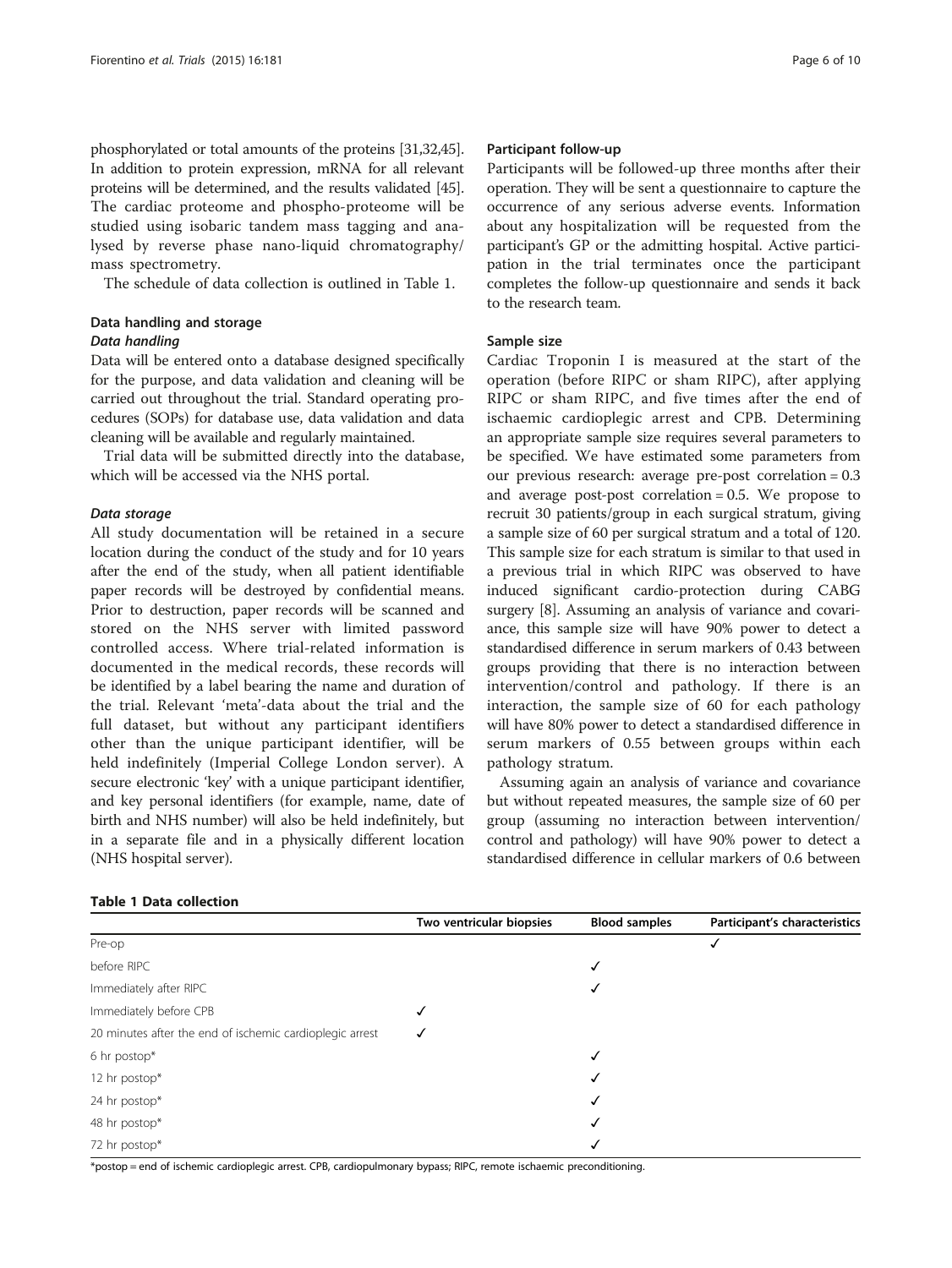phosphorylated or total amounts of the proteins [31,32,45]. In addition to protein expression, mRNA for all relevant proteins will be determined, and the results validated [45]. The cardiac proteome and phospho-proteome will be studied using isobaric tandem mass tagging and analysed by reverse phase nano-liquid chromatography/mass spectrometry.

The schedule of data collection is outlined in Table 1.

### Data handling and storage

#### *Data handling*

Data will be entered onto a database designed specifically for the purpose, and data validation and cleaning will be carried out throughout the trial. Standard operating procedures (SOPs) for database use, data validation and data cleaning will be available and regularly maintained.

Trial data will be submitted directly into the database, which will be accessed via the NHS portal.

#### *Data storage*

All study documentation will be retained in a secure location during the conduct of the study and for 10 years after the end of the study, when all patient identifiable paper records will be destroyed by confidential means. Prior to destruction, paper records will be scanned and stored on the NHS server with limited password controlled access. Where trial-related information is documented in the medical records, these records will be identified by a label bearing the name and duration of the trial. Relevant 'meta'-data about the trial and the full dataset, but without any participant identifiers other than the unique participant identifier, will be held indefinitely (Imperial College London server). A secure electronic 'key' with a unique participant identifier, and key personal identifiers (for example, name, date of birth and NHS number) will also be held indefinitely, but in a separate file and in a physically different location (NHS hospital server).

### Participant follow-up

Participants will be followed-up three months after their operation. They will be sent a questionnaire to capture the occurrence of any serious adverse events. Information about any hospitalization will be requested from the participant's GP or the admitting hospital. Active participation in the trial terminates once the participant completes the follow-up questionnaire and sends it back to the research team.

### Sample size

Cardiac Troponin I is measured at the start of the operation (before RIPC or sham RIPC), after applying RIPC or sham RIPC, and five times after the end of ischaemic cardioplegic arrest and CPB. Determining an appropriate sample size requires several parameters to be specified. We have estimated some parameters from our previous research: average pre-post correlation = 0.3 and average post-post correlation = 0.5. We propose to recruit 30 patients/group in each surgical stratum, giving a sample size of 60 per surgical stratum and a total of 120. This sample size for each stratum is similar to that used in a previous trial in which RIPC was observed to have induced significant cardio-protection during CABG surgery [8]. Assuming an analysis of variance and covariance, this sample size will have 90% power to detect a standardised difference in serum markers of 0.43 between groups providing that there is no interaction between intervention/control and pathology. If there is an interaction, the sample size of 60 for each pathology will have 80% power to detect a standardised difference in serum markers of 0.55 between groups within each pathology stratum.

Assuming again an analysis of variance and covariance but without repeated measures, the sample size of 60 per group (assuming no interaction between intervention/control and pathology) will have 90% power to detect a standardised difference in cellular markers of 0.6 between

**Table 1 Data collection**

| | Two ventricular biopsies | Blood samples | Participant's characteristics |
|---|---|---|---|
| Pre-op | | | ✓ |
| before RIPC | | ✓ | |
| Immediately after RIPC | | ✓ | |
| Immediately before CPB | ✓ | | |
| 20 minutes after the end of ischemic cardioplegic arrest | ✓ | | |
| 6 hr postop* | | ✓ | |
| 12 hr postop* | | ✓ | |
| 24 hr postop* | | ✓ | |
| 48 hr postop* | | ✓ | |
| 72 hr postop* | | ✓ | |

*postop = end of ischemic cardioplegic arrest. CPB, cardiopulmonary bypass; RIPC, remote ischaemic preconditioning.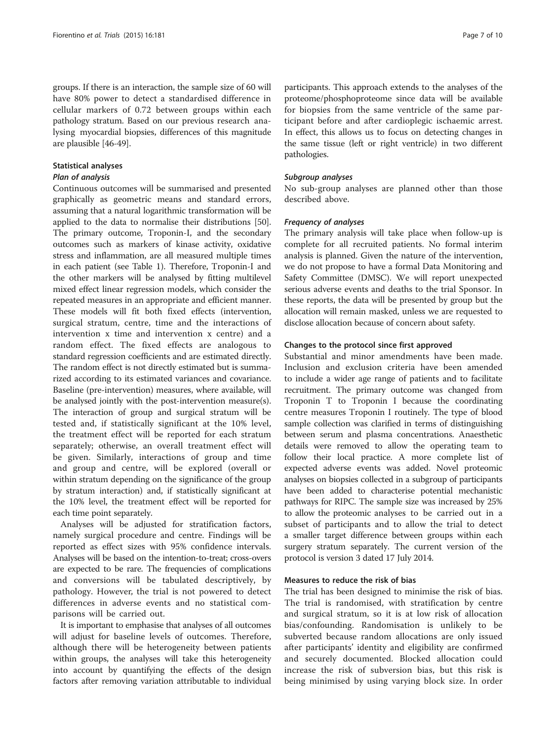groups. If there is an interaction, the sample size of 60 will have 80% power to detect a standardised difference in cellular markers of 0.72 between groups within each pathology stratum. Based on our previous research analysing myocardial biopsies, differences of this magnitude are plausible [46-49].

### Statistical analyses

#### *Plan of analysis*

Continuous outcomes will be summarised and presented graphically as geometric means and standard errors, assuming that a natural logarithmic transformation will be applied to the data to normalise their distributions [50]. The primary outcome, Troponin-I, and the secondary outcomes such as markers of kinase activity, oxidative stress and inflammation, are all measured multiple times in each patient (see Table 1). Therefore, Troponin-I and the other markers will be analysed by fitting multilevel mixed effect linear regression models, which consider the repeated measures in an appropriate and efficient manner. These models will fit both fixed effects (intervention, surgical stratum, centre, time and the interactions of intervention x time and intervention x centre) and a random effect. The fixed effects are analogous to standard regression coefficients and are estimated directly. The random effect is not directly estimated but is summarized according to its estimated variances and covariance. Baseline (pre-intervention) measures, where available, will be analysed jointly with the post-intervention measure(s). The interaction of group and surgical stratum will be tested and, if statistically significant at the 10% level, the treatment effect will be reported for each stratum separately; otherwise, an overall treatment effect will be given. Similarly, interactions of group and time and group and centre, will be explored (overall or within stratum depending on the significance of the group by stratum interaction) and, if statistically significant at the 10% level, the treatment effect will be reported for each time point separately.

Analyses will be adjusted for stratification factors, namely surgical procedure and centre. Findings will be reported as effect sizes with 95% confidence intervals. Analyses will be based on the intention-to-treat; cross-overs are expected to be rare. The frequencies of complications and conversions will be tabulated descriptively, by pathology. However, the trial is not powered to detect differences in adverse events and no statistical comparisons will be carried out.

It is important to emphasise that analyses of all outcomes will adjust for baseline levels of outcomes. Therefore, although there will be heterogeneity between patients within groups, the analyses will take this heterogeneity into account by quantifying the effects of the design factors after removing variation attributable to individual participants. This approach extends to the analyses of the proteome/phosphoproteome since data will be available for biopsies from the same ventricle of the same participant before and after cardioplegic ischaemic arrest. In effect, this allows us to focus on detecting changes in the same tissue (left or right ventricle) in two different pathologies.

#### *Subgroup analyses*

No sub-group analyses are planned other than those described above.

#### *Frequency of analyses*

The primary analysis will take place when follow-up is complete for all recruited patients. No formal interim analysis is planned. Given the nature of the intervention, we do not propose to have a formal Data Monitoring and Safety Committee (DMSC). We will report unexpected serious adverse events and deaths to the trial Sponsor. In these reports, the data will be presented by group but the allocation will remain masked, unless we are requested to disclose allocation because of concern about safety.

### Changes to the protocol since first approved

Substantial and minor amendments have been made. Inclusion and exclusion criteria have been amended to include a wider age range of patients and to facilitate recruitment. The primary outcome was changed from Troponin T to Troponin I because the coordinating centre measures Troponin I routinely. The type of blood sample collection was clarified in terms of distinguishing between serum and plasma concentrations. Anaesthetic details were removed to allow the operating team to follow their local practice. A more complete list of expected adverse events was added. Novel proteomic analyses on biopsies collected in a subgroup of participants have been added to characterise potential mechanistic pathways for RIPC. The sample size was increased by 25% to allow the proteomic analyses to be carried out in a subset of participants and to allow the trial to detect a smaller target difference between groups within each surgery stratum separately. The current version of the protocol is version 3 dated 17 July 2014.

### Measures to reduce the risk of bias

The trial has been designed to minimise the risk of bias. The trial is randomised, with stratification by centre and surgical stratum, so it is at low risk of allocation bias/confounding. Randomisation is unlikely to be subverted because random allocations are only issued after participants' identity and eligibility are confirmed and securely documented. Blocked allocation could increase the risk of subversion bias, but this risk is being minimised by using varying block size. In order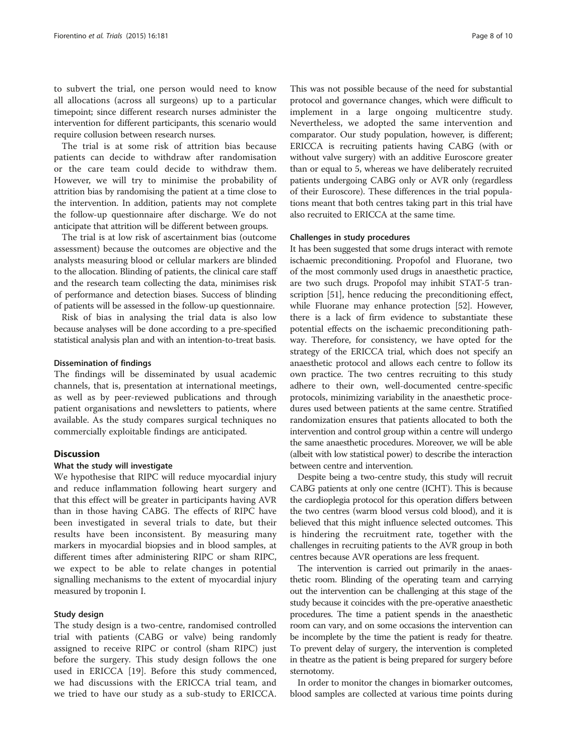to subvert the trial, one person would need to know all allocations (across all surgeons) up to a particular timepoint; since different research nurses administer the intervention for different participants, this scenario would require collusion between research nurses.

The trial is at some risk of attrition bias because patients can decide to withdraw after randomisation or the care team could decide to withdraw them. However, we will try to minimise the probability of attrition bias by randomising the patient at a time close to the intervention. In addition, patients may not complete the follow-up questionnaire after discharge. We do not anticipate that attrition will be different between groups.

The trial is at low risk of ascertainment bias (outcome assessment) because the outcomes are objective and the analysts measuring blood or cellular markers are blinded to the allocation. Blinding of patients, the clinical care staff and the research team collecting the data, minimises risk of performance and detection biases. Success of blinding of patients will be assessed in the follow-up questionnaire.

Risk of bias in analysing the trial data is also low because analyses will be done according to a pre-specified statistical analysis plan and with an intention-to-treat basis.

### Dissemination of findings

The findings will be disseminated by usual academic channels, that is, presentation at international meetings, as well as by peer-reviewed publications and through patient organisations and newsletters to patients, where available. As the study compares surgical techniques no commercially exploitable findings are anticipated.

## Discussion

### What the study will investigate

We hypothesise that RIPC will reduce myocardial injury and reduce inflammation following heart surgery and that this effect will be greater in participants having AVR than in those having CABG. The effects of RIPC have been investigated in several trials to date, but their results have been inconsistent. By measuring many markers in myocardial biopsies and in blood samples, at different times after administering RIPC or sham RIPC, we expect to be able to relate changes in potential signalling mechanisms to the extent of myocardial injury measured by troponin I.

### Study design

The study design is a two-centre, randomised controlled trial with patients (CABG or valve) being randomly assigned to receive RIPC or control (sham RIPC) just before the surgery. This study design follows the one used in ERICCA [19]. Before this study commenced, we had discussions with the ERICCA trial team, and we tried to have our study as a sub-study to ERICCA. This was not possible because of the need for substantial protocol and governance changes, which were difficult to implement in a large ongoing multicentre study. Nevertheless, we adopted the same intervention and comparator. Our study population, however, is different; ERICCA is recruiting patients having CABG (with or without valve surgery) with an additive Euroscore greater than or equal to 5, whereas we have deliberately recruited patients undergoing CABG only or AVR only (regardless of their Euroscore). These differences in the trial populations meant that both centres taking part in this trial have also recruited to ERICCA at the same time.

### Challenges in study procedures

It has been suggested that some drugs interact with remote ischaemic preconditioning. Propofol and Fluorane, two of the most commonly used drugs in anaesthetic practice, are two such drugs. Propofol may inhibit STAT-5 transcription [51], hence reducing the preconditioning effect, while Fluorane may enhance protection [52]. However, there is a lack of firm evidence to substantiate these potential effects on the ischaemic preconditioning pathway. Therefore, for consistency, we have opted for the strategy of the ERICCA trial, which does not specify an anaesthetic protocol and allows each centre to follow its own practice. The two centres recruiting to this study adhere to their own, well-documented centre-specific protocols, minimizing variability in the anaesthetic procedures used between patients at the same centre. Stratified randomization ensures that patients allocated to both the intervention and control group within a centre will undergo the same anaesthetic procedures. Moreover, we will be able (albeit with low statistical power) to describe the interaction between centre and intervention.

Despite being a two-centre study, this study will recruit CABG patients at only one centre (ICHT). This is because the cardioplegia protocol for this operation differs between the two centres (warm blood versus cold blood), and it is believed that this might influence selected outcomes. This is hindering the recruitment rate, together with the challenges in recruiting patients to the AVR group in both centres because AVR operations are less frequent.

The intervention is carried out primarily in the anaesthetic room. Blinding of the operating team and carrying out the intervention can be challenging at this stage of the study because it coincides with the pre-operative anaesthetic procedures. The time a patient spends in the anaesthetic room can vary, and on some occasions the intervention can be incomplete by the time the patient is ready for theatre. To prevent delay of surgery, the intervention is completed in theatre as the patient is being prepared for surgery before sternotomy.

In order to monitor the changes in biomarker outcomes, blood samples are collected at various time points during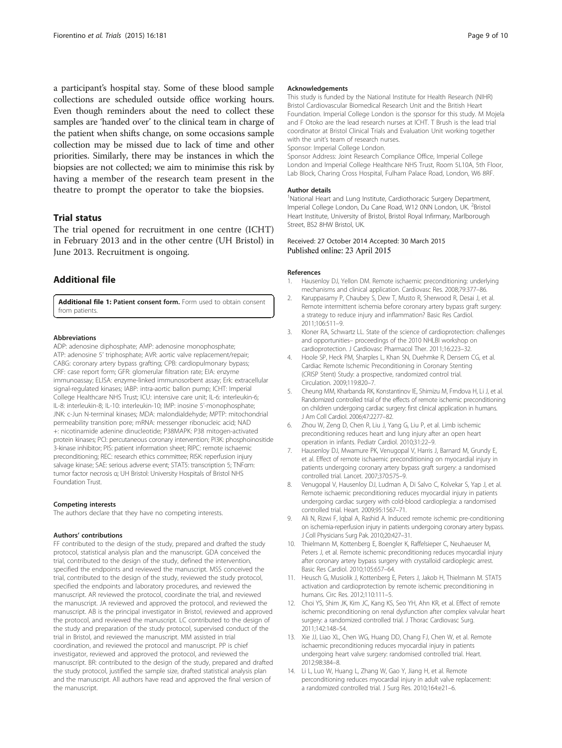a participant's hospital stay. Some of these blood sample collections are scheduled outside office working hours. Even though reminders about the need to collect these samples are 'handed over' to the clinical team in charge of the patient when shifts change, on some occasions sample collection may be missed due to lack of time and other priorities. Similarly, there may be instances in which the biopsies are not collected; we aim to minimise this risk by having a member of the research team present in the theatre to prompt the operator to take the biopsies.

## Trial status

The trial opened for recruitment in one centre (ICHT) in February 2013 and in the other centre (UH Bristol) in June 2013. Recruitment is ongoing.

## Additional file

**Additional file 1: Patient consent form.** Form used to obtain consent from patients.

#### Abbreviations

ADP: adenosine diphosphate; AMP: adenosine monophosphate; ATP: adenosine 5' triphosphate; AVR: aortic valve replacement/repair; CABG: coronary artery bypass grafting; CPB: cardiopulmonary bypass; CRF: case report form; GFR: glomerular filtration rate; EIA: enzyme immunoassay; ELISA: enzyme-linked immunosorbent assay; Erk: extracellular signal-regulated kinases; IABP: intra-aortic ballon pump; ICHT: Imperial College Healthcare NHS Trust; ICU: intensive care unit; IL-6: interleukin-6; IL-8: interleukin-8; IL-10: interleukin-10; IMP: inosine 5'-monophosphate; JNK: c-Jun N-terminal kinases; MDA: malondialdehyde; MPTP: mitochondrial permeability transition pore; mRNA: messenger ribonucleic acid; NAD +: nicotinamide adenine dinucleotide; P38MAPK: P38 mitogen-activated protein kinases; PCI: percutaneous coronary intervention; PI3K: phosphoinositide 3-kinase inhibitor; PIS: patient information sheet; RIPC: remote ischaemic preconditioning; REC: research ethics committee; RISK: reperfusion injury salvage kinase; SAE: serious adverse event; STAT5: transcription 5; TNFαm: tumor factor necrosis α; UH Bristol: University Hospitals of Bristol NHS Foundation Trust.

#### Competing interests

The authors declare that they have no competing interests.

#### Authors' contributions

FF contributed to the design of the study, prepared and drafted the study protocol, statistical analysis plan and the manuscript. GDA conceived the trial, contributed to the design of the study, defined the intervention, specified the endpoints and reviewed the manuscript. MSS conceived the trial, contributed to the design of the study, reviewed the study protocol, specified the endpoints and laboratory procedures, and reviewed the manuscript. AR reviewed the protocol, coordinate the trial, and reviewed the manuscript. JA reviewed and approved the protocol, and reviewed the manuscript. AB is the principal investigator in Bristol, reviewed and approved the protocol, and reviewed the manuscript. LC contributed to the design of the study and preparation of the study protocol, supervised conduct of the trial in Bristol, and reviewed the manuscript. MM assisted in trial coordination, and reviewed the protocol and manuscript. PP is chief investigator, reviewed and approved the protocol, and reviewed the manuscript. BR: contributed to the design of the study, prepared and drafted the study protocol, justified the sample size, drafted statistical analysis plan and the manuscript. All authors have read and approved the final version of the manuscript.

#### Acknowledgements

This study is funded by the National Institute for Health Research (NIHR) Bristol Cardiovascular Biomedical Research Unit and the British Heart Foundation. Imperial College London is the sponsor for this study. M Mojela and F Otoko are the lead research nurses at ICHT. T Brush is the lead trial coordinator at Bristol Clinical Trials and Evaluation Unit working together with the unit's team of research nurses.
Sponsor: Imperial College London.
Sponsor Address: Joint Research Compliance Office, Imperial College London and Imperial College Healthcare NHS Trust, Room 5L10A, 5th Floor, Lab Block, Charing Cross Hospital, Fulham Palace Road, London, W6 8RF.

#### Author details

[1]National Heart and Lung Institute, Cardiothoracic Surgery Department, Imperial College London, Du Cane Road, W12 0NN London, UK. [2]Bristol Heart Institute, University of Bristol, Bristol Royal Infirmary, Marlborough Street, BS2 8HW Bristol, UK.

Received: 27 October 2014 Accepted: 30 March 2015
Published online: 23 April 2015

#### References

1. Hausenloy DJ, Yellon DM. Remote ischaemic preconditioning: underlying mechanisms and clinical application. Cardiovasc Res. 2008;79:377–86.
2. Karuppasamy P, Chaubey S, Dew T, Musto R, Sherwood R, Desai J, et al. Remote intermittent ischemia before coronary artery bypass graft surgery: a strategy to reduce injury and inflammation? Basic Res Cardiol. 2011;106:511–9.
3. Kloner RA, Schwartz LL. State of the science of cardioprotection: challenges and opportunities– proceedings of the 2010 NHLBI workshop on cardioprotection. J Cardiovasc Pharmacol Ther. 2011;16:223–32.
4. Hoole SP, Heck PM, Sharples L, Khan SN, Duehmke R, Densem CG, et al. Cardiac Remote Ischemic Preconditioning in Coronary Stenting (CRISP Stent) Study: a prospective, randomized control trial. Circulation. 2009;119:820–7.
5. Cheung MM, Kharbanda RK, Konstantinov IE, Shimizu M, Frndova H, Li J, et al. Randomized controlled trial of the effects of remote ischemic preconditioning on children undergoing cardiac surgery: first clinical application in humans. J Am Coll Cardiol. 2006;47:2277–82.
6. Zhou W, Zeng D, Chen R, Liu J, Yang G, Liu P, et al. Limb ischemic preconditioning reduces heart and lung injury after an open heart operation in infants. Pediatr Cardiol. 2010;31:22–9.
7. Hausenloy DJ, Mwamure PK, Venugopal V, Harris J, Barnard M, Grundy E, et al. Effect of remote ischaemic preconditioning on myocardial injury in patients undergoing coronary artery bypass graft surgery: a randomised controlled trial. Lancet. 2007;370:575–9.
8. Venugopal V, Hausenloy DJ, Ludman A, Di Salvo C, Kolvekar S, Yap J, et al. Remote ischaemic preconditioning reduces myocardial injury in patients undergoing cardiac surgery with cold-blood cardioplegia: a randomised controlled trial. Heart. 2009;95:1567–71.
9. Ali N, Rizwi F, Iqbal A, Rashid A. Induced remote ischemic pre-conditioning on ischemia-reperfusion injury in patients undergoing coronary artery bypass. J Coll Physicians Surg Pak. 2010;20:427–31.
10. Thielmann M, Kottenberg E, Boengler K, Raffelsieper C, Neuhaeuser M, Peters J, et al. Remote ischemic preconditioning reduces myocardial injury after coronary artery bypass surgery with crystalloid cardioplegic arrest. Basic Res Cardiol. 2010;105:657–64.
11. Heusch G, Musiolik J, Kottenberg E, Peters J, Jakob H, Thielmann M. STAT5 activation and cardioprotection by remote ischemic preconditioning in humans. Circ Res. 2012;110:111–5.
12. Choi YS, Shim JK, Kim JC, Kang KS, Seo YH, Ahn KR, et al. Effect of remote ischemic preconditioning on renal dysfunction after complex valvular heart surgery: a randomized controlled trial. J Thorac Cardiovasc Surg. 2011;142:148–54.
13. Xie JJ, Liao XL, Chen WG, Huang DD, Chang FJ, Chen W, et al. Remote ischaemic preconditioning reduces myocardial injury in patients undergoing heart valve surgery: randomised controlled trial. Heart. 2012;98:384–8.
14. Li L, Luo W, Huang L, Zhang W, Gao Y, Jiang H, et al. Remote perconditioning reduces myocardial injury in adult valve replacement: a randomized controlled trial. J Surg Res. 2010;164:e21–6.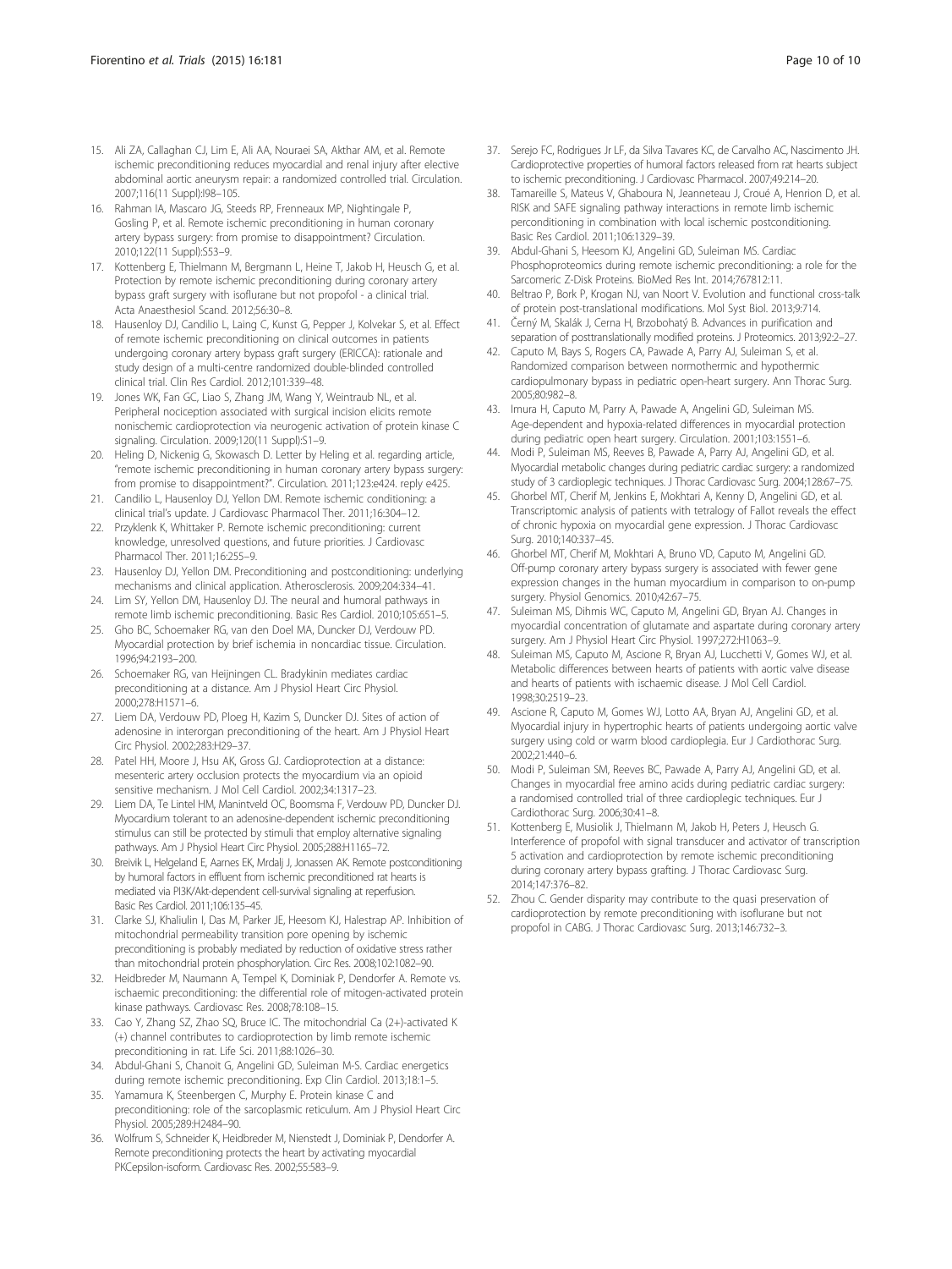15. Ali ZA, Callaghan CJ, Lim E, Ali AA, Nouraei SA, Akthar AM, et al. Remote ischemic preconditioning reduces myocardial and renal injury after elective abdominal aortic aneurysm repair: a randomized controlled trial. Circulation. 2007;116(11 Suppl):I98–105.
16. Rahman IA, Mascaro JG, Steeds RP, Frenneaux MP, Nightingale P, Gosling P, et al. Remote ischemic preconditioning in human coronary artery bypass surgery: from promise to disappointment? Circulation. 2010;122(11 Suppl):S53–9.
17. Kottenberg E, Thielmann M, Bergmann L, Heine T, Jakob H, Heusch G, et al. Protection by remote ischemic preconditioning during coronary artery bypass graft surgery with isoflurane but not propofol - a clinical trial. Acta Anaesthesiol Scand. 2012;56:30–8.
18. Hausenloy DJ, Candilio L, Laing C, Kunst G, Pepper J, Kolvekar S, et al. Effect of remote ischemic preconditioning on clinical outcomes in patients undergoing coronary artery bypass graft surgery (ERICCA): rationale and study design of a multi-centre randomized double-blinded controlled clinical trial. Clin Res Cardiol. 2012;101:339–48.
19. Jones WK, Fan GC, Liao S, Zhang JM, Wang Y, Weintraub NL, et al. Peripheral nociception associated with surgical incision elicits remote nonischemic cardioprotection via neurogenic activation of protein kinase C signaling. Circulation. 2009;120(11 Suppl):S1–9.
20. Heling D, Nickenig G, Skowasch D. Letter by Heling et al. regarding article, "remote ischemic preconditioning in human coronary artery bypass surgery: from promise to disappointment?". Circulation. 2011;123:e424. reply e425.
21. Candilio L, Hausenloy DJ, Yellon DM. Remote ischemic conditioning: a clinical trial's update. J Cardiovasc Pharmacol Ther. 2011;16:304–12.
22. Przyklenk K, Whittaker P. Remote ischemic preconditioning: current knowledge, unresolved questions, and future priorities. J Cardiovasc Pharmacol Ther. 2011;16:255–9.
23. Hausenloy DJ, Yellon DM. Preconditioning and postconditioning: underlying mechanisms and clinical application. Atherosclerosis. 2009;204:334–41.
24. Lim SY, Yellon DM, Hausenloy DJ. The neural and humoral pathways in remote limb ischemic preconditioning. Basic Res Cardiol. 2010;105:651–5.
25. Gho BC, Schoemaker RG, van den Doel MA, Duncker DJ, Verdouw PD. Myocardial protection by brief ischemia in noncardiac tissue. Circulation. 1996;94:2193–200.
26. Schoemaker RG, van Heijningen CL. Bradykinin mediates cardiac preconditioning at a distance. Am J Physiol Heart Circ Physiol. 2000;278:H1571–6.
27. Liem DA, Verdouw PD, Ploeg H, Kazim S, Duncker DJ. Sites of action of adenosine in interorgan preconditioning of the heart. Am J Physiol Heart Circ Physiol. 2002;283:H29–37.
28. Patel HH, Moore J, Hsu AK, Gross GJ. Cardioprotection at a distance: mesenteric artery occlusion protects the myocardium via an opioid sensitive mechanism. J Mol Cell Cardiol. 2002;34:1317–23.
29. Liem DA, Te Lintel HM, Manintveld OC, Boomsma F, Verdouw PD, Duncker DJ. Myocardium tolerant to an adenosine-dependent ischemic preconditioning stimulus can still be protected by stimuli that employ alternative signaling pathways. Am J Physiol Heart Circ Physiol. 2005;288:H1165–72.
30. Breivik L, Helgeland E, Aarnes EK, Mrdalj J, Jonassen AK. Remote postconditioning by humoral factors in effluent from ischemic preconditioned rat hearts is mediated via PI3K/Akt-dependent cell-survival signaling at reperfusion. Basic Res Cardiol. 2011;106:135–45.
31. Clarke SJ, Khaliulin I, Das M, Parker JE, Heesom KJ, Halestrap AP. Inhibition of mitochondrial permeability transition pore opening by ischemic preconditioning is probably mediated by reduction of oxidative stress rather than mitochondrial protein phosphorylation. Circ Res. 2008;102:1082–90.
32. Heidbreder M, Naumann A, Tempel K, Dominiak P, Dendorfer A. Remote vs. ischaemic preconditioning: the differential role of mitogen-activated protein kinase pathways. Cardiovasc Res. 2008;78:108–15.
33. Cao Y, Zhang SZ, Zhao SQ, Bruce IC. The mitochondrial Ca (2+)-activated K (+) channel contributes to cardioprotection by limb remote ischemic preconditioning in rat. Life Sci. 2011;88:1026–30.
34. Abdul-Ghani S, Chanoit G, Angelini GD, Suleiman M-S. Cardiac energetics during remote ischemic preconditioning. Exp Clin Cardiol. 2013;18:1–5.
35. Yamamura K, Steenbergen C, Murphy E. Protein kinase C and preconditioning: role of the sarcoplasmic reticulum. Am J Physiol Heart Circ Physiol. 2005;289:H2484–90.
36. Wolfrum S, Schneider K, Heidbreder M, Nienstedt J, Dominiak P, Dendorfer A. Remote preconditioning protects the heart by activating myocardial PKCepsilon-isoform. Cardiovasc Res. 2002;55:583–9.
37. Serejo FC, Rodrigues Jr LF, da Silva Tavares KC, de Carvalho AC, Nascimento JH. Cardioprotective properties of humoral factors released from rat hearts subject to ischemic preconditioning. J Cardiovasc Pharmacol. 2007;49:214–20.
38. Tamareille S, Mateus V, Ghaboura N, Jeanneteau J, Croué A, Henrion D, et al. RISK and SAFE signaling pathway interactions in remote limb ischemic perconditioning in combination with local ischemic postconditioning. Basic Res Cardiol. 2011;106:1329–39.
39. Abdul-Ghani S, Heesom KJ, Angelini GD, Suleiman MS. Cardiac Phosphoproteomics during remote ischemic preconditioning: a role for the Sarcomeric Z-Disk Proteins. BioMed Res Int. 2014;767812:11.
40. Beltrao P, Bork P, Krogan NJ, van Noort V. Evolution and functional cross-talk of protein post-translational modifications. Mol Syst Biol. 2013;9:714.
41. Černý M, Skalák J, Cerna H, Brzobohatý B. Advances in purification and separation of posttranslationally modified proteins. J Proteomics. 2013;92:2–27.
42. Caputo M, Bays S, Rogers CA, Pawade A, Parry AJ, Suleiman S, et al. Randomized comparison between normothermic and hypothermic cardiopulmonary bypass in pediatric open-heart surgery. Ann Thorac Surg. 2005;80:982–8.
43. Imura H, Caputo M, Parry A, Pawade A, Angelini GD, Suleiman MS. Age-dependent and hypoxia-related differences in myocardial protection during pediatric open heart surgery. Circulation. 2001;103:1551–6.
44. Modi P, Suleiman MS, Reeves B, Pawade A, Parry AJ, Angelini GD, et al. Myocardial metabolic changes during pediatric cardiac surgery: a randomized study of 3 cardioplegic techniques. J Thorac Cardiovasc Surg. 2004;128:67–75.
45. Ghorbel MT, Cherif M, Jenkins E, Mokhtari A, Kenny D, Angelini GD, et al. Transcriptomic analysis of patients with tetralogy of Fallot reveals the effect of chronic hypoxia on myocardial gene expression. J Thorac Cardiovasc Surg. 2010;140:337–45.
46. Ghorbel MT, Cherif M, Mokhtari A, Bruno VD, Caputo M, Angelini GD. Off-pump coronary artery bypass surgery is associated with fewer gene expression changes in the human myocardium in comparison to on-pump surgery. Physiol Genomics. 2010;42:67–75.
47. Suleiman MS, Dihmis WC, Caputo M, Angelini GD, Bryan AJ. Changes in myocardial concentration of glutamate and aspartate during coronary artery surgery. Am J Physiol Heart Circ Physiol. 1997;272:H1063–9.
48. Suleiman MS, Caputo M, Ascione R, Bryan AJ, Lucchetti V, Gomes WJ, et al. Metabolic differences between hearts of patients with aortic valve disease and hearts of patients with ischaemic disease. J Mol Cell Cardiol. 1998;30:2519–23.
49. Ascione R, Caputo M, Gomes WJ, Lotto AA, Bryan AJ, Angelini GD, et al. Myocardial injury in hypertrophic hearts of patients undergoing aortic valve surgery using cold or warm blood cardioplegia. Eur J Cardiothorac Surg. 2002;21:440–6.
50. Modi P, Suleiman SM, Reeves BC, Pawade A, Parry AJ, Angelini GD, et al. Changes in myocardial free amino acids during pediatric cardiac surgery: a randomised controlled trial of three cardioplegic techniques. Eur J Cardiothorac Surg. 2006;30:41–8.
51. Kottenberg E, Musiolik J, Thielmann M, Jakob H, Peters J, Heusch G. Interference of propofol with signal transducer and activator of transcription 5 activation and cardioprotection by remote ischemic preconditioning during coronary artery bypass grafting. J Thorac Cardiovasc Surg. 2014;147:376–82.
52. Zhou C. Gender disparity may contribute to the quasi preservation of cardioprotection by remote preconditioning with isoflurane but not propofol in CABG. J Thorac Cardiovasc Surg. 2013;146:732–3.